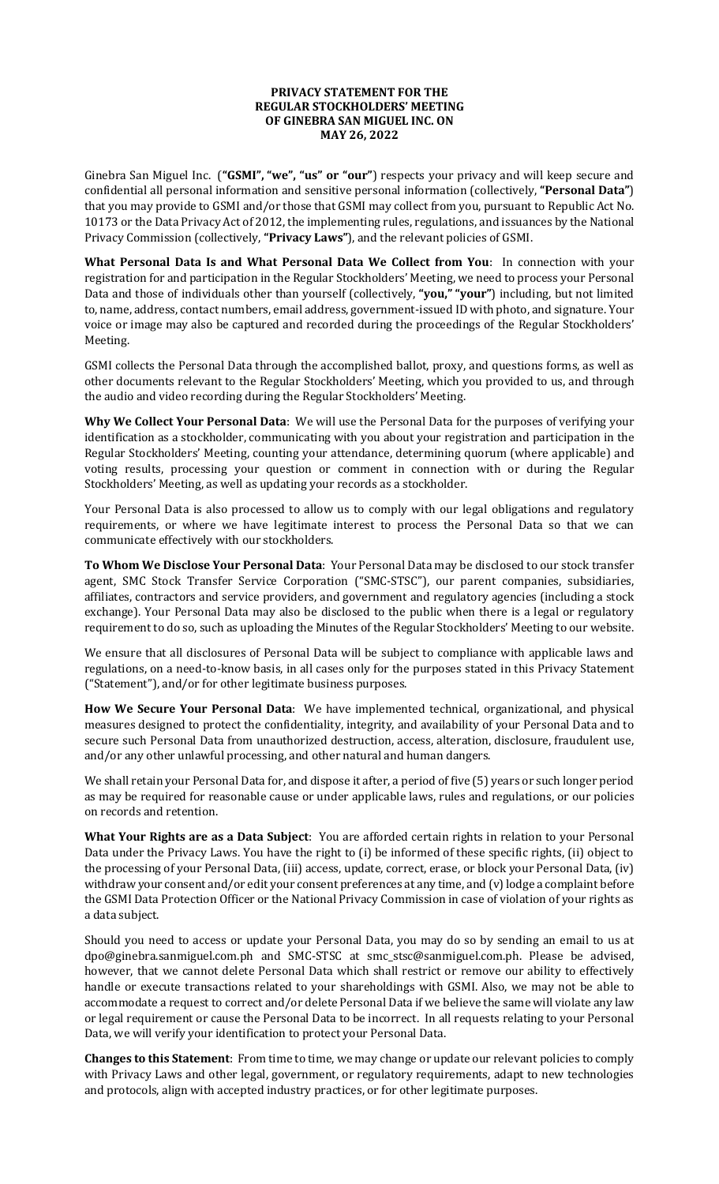**PRIVACY STATEMENT FOR THE REGULAR STOCKHOLDERS' MEETING OF GINEBRA SAN MIGUEL INC. ON MAY 26, 2022**

Ginebra San Miguel Inc. (**"GSMI", "we", "us" or "our"**) respects your privacy and will keep secure and confidential all personal information and sensitive personal information (collectively, **"Personal Data"**) that you may provide to GSMI and/or those that GSMI may collect from you, pursuant to Republic Act No. 10173 or the Data Privacy Act of 2012, the implementing rules, regulations, and issuances by the National Privacy Commission (collectively, **"Privacy Laws"**), and the relevant policies of GSMI.

**What Personal Data Is and What Personal Data We Collect from You**: In connection with your registration for and participation in the Regular Stockholders' Meeting, we need to process your Personal Data and those of individuals other than yourself (collectively, **"you," "your"**) including, but not limited to, name, address, contact numbers, email address, government-issued ID with photo, and signature. Your voice or image may also be captured and recorded during the proceedings of the Regular Stockholders' Meeting.

GSMI collects the Personal Data through the accomplished ballot, proxy, and questions forms, as well as other documents relevant to the Regular Stockholders' Meeting, which you provided to us, and through the audio and video recording during the Regular Stockholders' Meeting.

**Why We Collect Your Personal Data**: We will use the Personal Data for the purposes of verifying your identification as a stockholder, communicating with you about your registration and participation in the Regular Stockholders' Meeting, counting your attendance, determining quorum (where applicable) and voting results, processing your question or comment in connection with or during the Regular Stockholders' Meeting, as well as updating your records as a stockholder.

Your Personal Data is also processed to allow us to comply with our legal obligations and regulatory requirements, or where we have legitimate interest to process the Personal Data so that we can communicate effectively with our stockholders.

**To Whom We Disclose Your Personal Data**: Your Personal Data may be disclosed to our stock transfer agent, SMC Stock Transfer Service Corporation ("SMC-STSC"), our parent companies, subsidiaries, affiliates, contractors and service providers, and government and regulatory agencies (including a stock exchange). Your Personal Data may also be disclosed to the public when there is a legal or regulatory requirement to do so, such as uploading the Minutes of the Regular Stockholders' Meeting to our website.

We ensure that all disclosures of Personal Data will be subject to compliance with applicable laws and regulations, on a need-to-know basis, in all cases only for the purposes stated in this Privacy Statement ("Statement"), and/or for other legitimate business purposes.

**How We Secure Your Personal Data**: We have implemented technical, organizational, and physical measures designed to protect the confidentiality, integrity, and availability of your Personal Data and to secure such Personal Data from unauthorized destruction, access, alteration, disclosure, fraudulent use, and/or any other unlawful processing, and other natural and human dangers.

We shall retain your Personal Data for, and dispose it after, a period of five (5) years or such longer period as may be required for reasonable cause or under applicable laws, rules and regulations, or our policies on records and retention.

**What Your Rights are as a Data Subject**: You are afforded certain rights in relation to your Personal Data under the Privacy Laws. You have the right to (i) be informed of these specific rights, (ii) object to the processing of your Personal Data, (iii) access, update, correct, erase, or block your Personal Data, (iv) withdraw your consent and/or edit your consent preferences at any time, and (v) lodge a complaint before the GSMI Data Protection Officer or the National Privacy Commission in case of violation of your rights as a data subject.

Should you need to access or update your Personal Data, you may do so by sending an email to us at dpo@ginebra.sanmiguel.com.ph and SMC-STSC at smc_stsc@sanmiguel.com.ph. Please be advised, however, that we cannot delete Personal Data which shall restrict or remove our ability to effectively handle or execute transactions related to your shareholdings with GSMI. Also, we may not be able to accommodate a request to correct and/or delete Personal Data if we believe the same will violate any law or legal requirement or cause the Personal Data to be incorrect. In all requests relating to your Personal Data, we will verify your identification to protect your Personal Data.

**Changes to this Statement**: From time to time, we may change or update our relevant policies to comply with Privacy Laws and other legal, government, or regulatory requirements, adapt to new technologies and protocols, align with accepted industry practices, or for other legitimate purposes.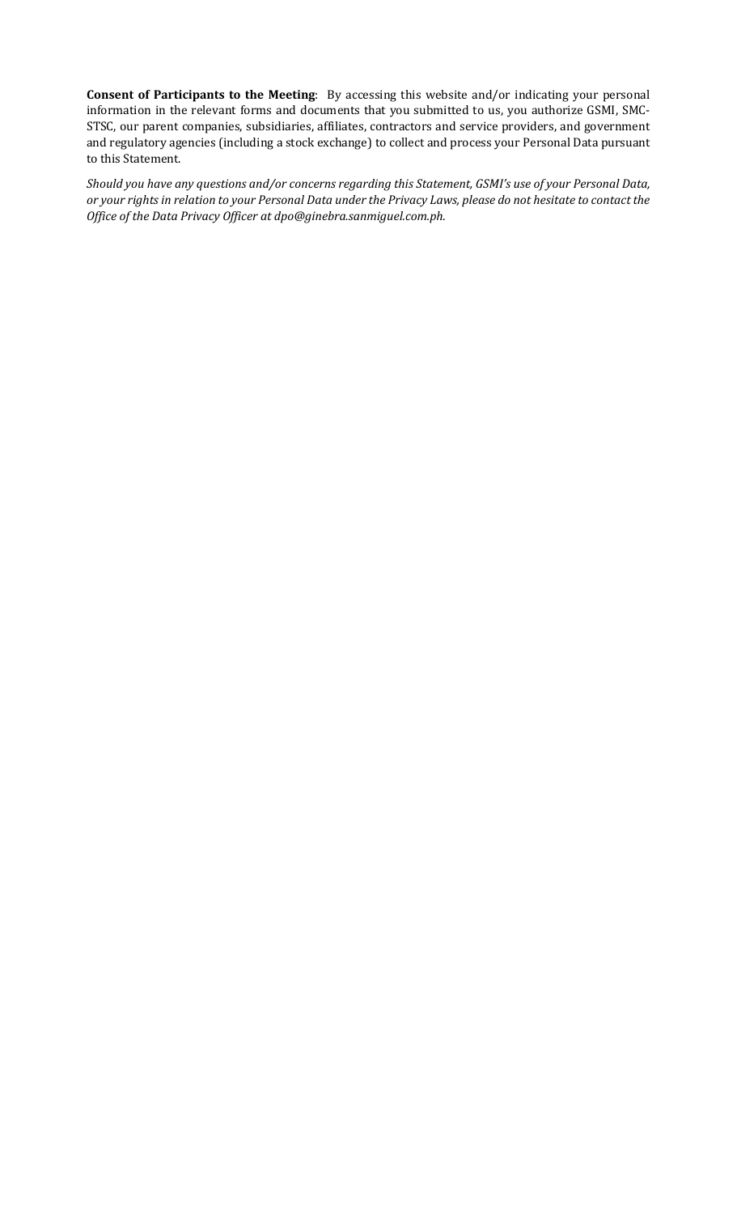**Consent of Participants to the Meeting**: By accessing this website and/or indicating your personal information in the relevant forms and documents that you submitted to us, you authorize GSMI, SMC-STSC, our parent companies, subsidiaries, affiliates, contractors and service providers, and government and regulatory agencies (including a stock exchange) to collect and process your Personal Data pursuant to this Statement.

*Should you have any questions and/or concerns regarding this Statement, GSMI's use of your Personal Data, or your rights in relation to your Personal Data under the Privacy Laws, please do not hesitate to contact the Office of the Data Privacy Officer at dpo@ginebra.sanmiguel.com.ph.*